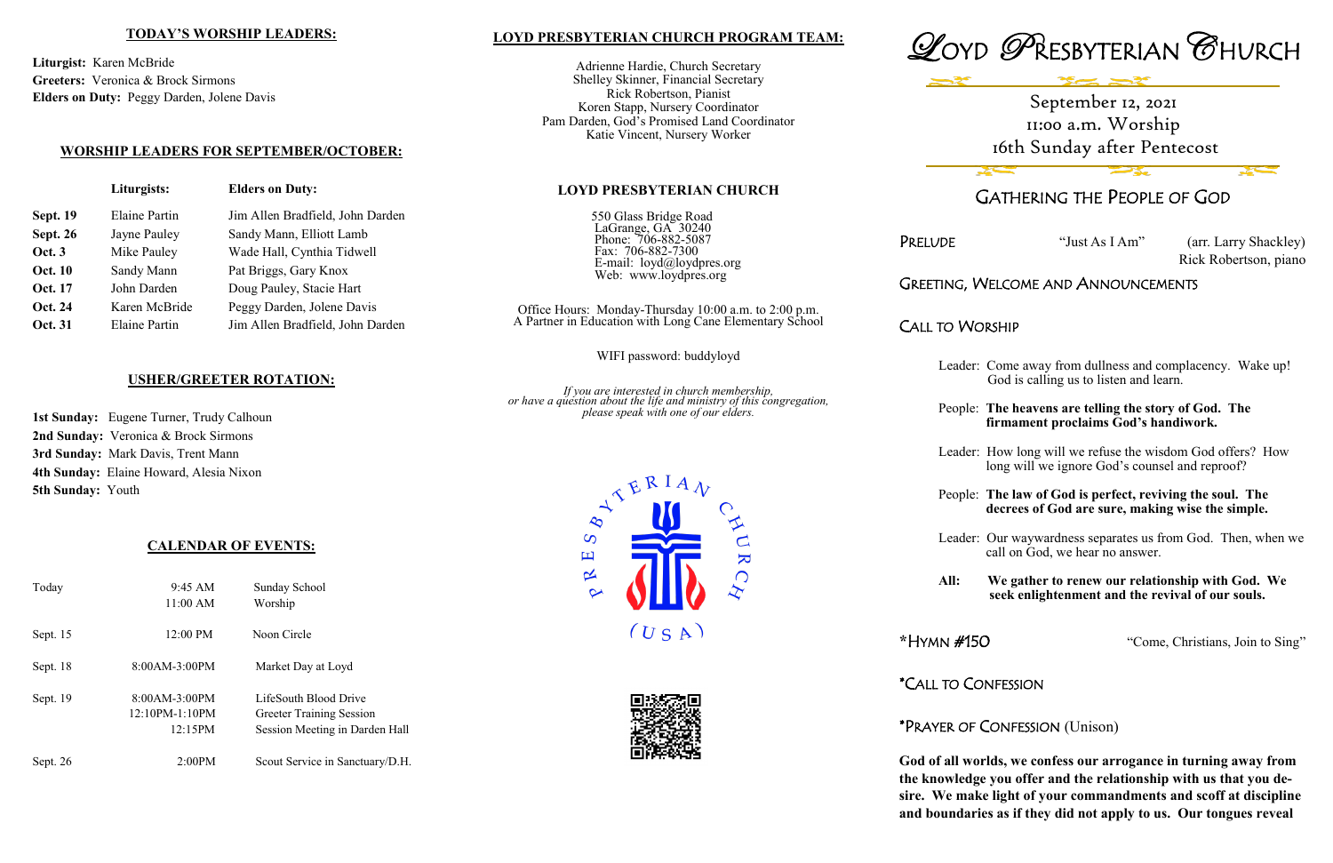**TODAY'S WORSHIP LEADERS:**

**Liturgist:** Karen McBride
**Greeters:** Veronica & Brock Sirmons
**Elders on Duty:** Peggy Darden, Jolene Davis

**WORSHIP LEADERS FOR SEPTEMBER/OCTOBER:**

| | Liturgists: | Elders on Duty: |
|---|---|---|
| **Sept. 19** | Elaine Partin | Jim Allen Bradfield, John Darden |
| **Sept. 26** | Jayne Pauley | Sandy Mann, Elliott Lamb |
| **Oct. 3** | Mike Pauley | Wade Hall, Cynthia Tidwell |
| **Oct. 10** | Sandy Mann | Pat Briggs, Gary Knox |
| **Oct. 17** | John Darden | Doug Pauley, Stacie Hart |
| **Oct. 24** | Karen McBride | Peggy Darden, Jolene Davis |
| **Oct. 31** | Elaine Partin | Jim Allen Bradfield, John Darden |

**USHER/GREETER ROTATION:**

**1st Sunday:** Eugene Turner, Trudy Calhoun
**2nd Sunday:** Veronica & Brock Sirmons
**3rd Sunday:** Mark Davis, Trent Mann
**4th Sunday:** Elaine Howard, Alesia Nixon
**5th Sunday:** Youth

**CALENDAR OF EVENTS:**

| | | |
|---|---|---|
| Today | 9:45 AM | Sunday School |
| | 11:00 AM | Worship |
| Sept. 15 | 12:00 PM | Noon Circle |
| Sept. 18 | 8:00AM-3:00PM | Market Day at Loyd |
| Sept. 19 | 8:00AM-3:00PM | LifeSouth Blood Drive |
| | 12:10PM-1:10PM | Greeter Training Session |
| | 12:15PM | Session Meeting in Darden Hall |
| Sept. 26 | 2:00PM | Scout Service in Sanctuary/D.H. |

**LOYD PRESBYTERIAN CHURCH PROGRAM TEAM:**

Adrienne Hardie, Church Secretary
Shelley Skinner, Financial Secretary
Rick Robertson, Pianist
Koren Stapp, Nursery Coordinator
Pam Darden, God's Promised Land Coordinator
Katie Vincent, Nursery Worker

**LOYD PRESBYTERIAN CHURCH**

550 Glass Bridge Road
LaGrange, GA 30240
Phone: 706-882-5087
Fax: 706-882-7300
E-mail: loyd@loydpres.org
Web: www.loydpres.org

Office Hours: Monday-Thursday 10:00 a.m. to 2:00 p.m.
A Partner in Education with Long Cane Elementary School

WIFI password: buddyloyd

*If you are interested in church membership, or have a question about the life and ministry of this congregation, please speak with one of our elders.*

PRESBYTERIAN CHURCH (USA)

# Loyd Presbyterian Church

September 12, 2021
11:00 a.m. Worship
16th Sunday after Pentecost

## Gathering the People of God

**Prelude** "Just As I Am" (arr. Larry Shackley)
Rick Robertson, piano

**Greeting, Welcome and Announcements**

**Call to Worship**

Leader: Come away from dullness and complacency. Wake up! God is calling us to listen and learn.

People: **The heavens are telling the story of God. The firmament proclaims God's handiwork.**

Leader: How long will we refuse the wisdom God offers? How long will we ignore God's counsel and reproof?

People: **The law of God is perfect, reviving the soul. The decrees of God are sure, making wise the simple.**

Leader: Our waywardness separates us from God. Then, when we call on God, we hear no answer.

**All: We gather to renew our relationship with God. We seek enlightenment and the revival of our souls.**

***Hymn #150** "Come, Christians, Join to Sing"

***Call to Confession**

***Prayer of Confession** (Unison)

**God of all worlds, we confess our arrogance in turning away from the knowledge you offer and the relationship with us that you desire. We make light of your commandments and scoff at discipline and boundaries as if they did not apply to us. Our tongues reveal**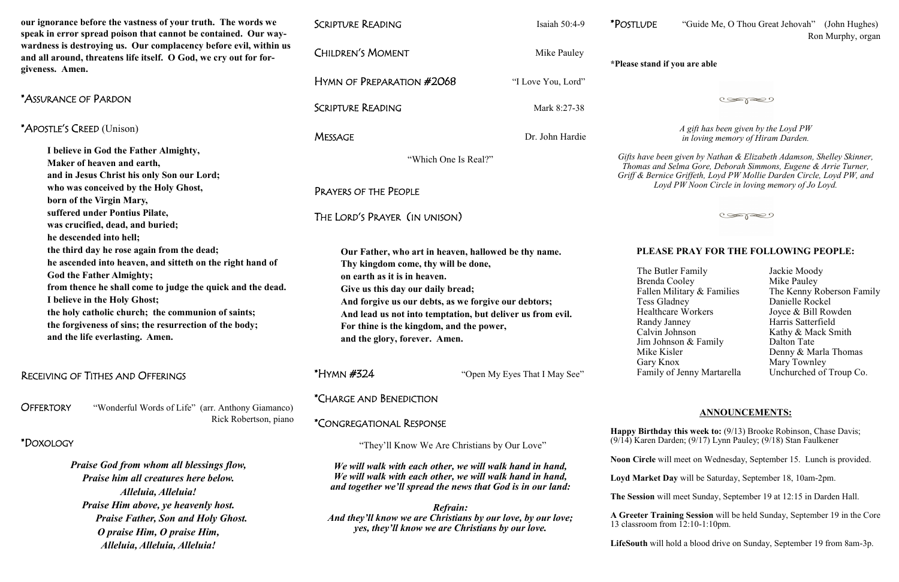**our ignorance before the vastness of your truth. The words we speak in error spread poison that cannot be contained. Our waywardness is destroying us. Our complacency before evil, within us and all around, threatens life itself. O God, we cry out for forgiveness. Amen.**

## *Assurance of Pardon

## *Apostle's Creed (Unison)

**I believe in God the Father Almighty,**
**Maker of heaven and earth,**
**and in Jesus Christ his only Son our Lord;**
**who was conceived by the Holy Ghost,**
**born of the Virgin Mary,**
**suffered under Pontius Pilate,**
**was crucified, dead, and buried;**
**he descended into hell;**
**the third day he rose again from the dead;**
**he ascended into heaven, and sitteth on the right hand of God the Father Almighty;**
**from thence he shall come to judge the quick and the dead.**
**I believe in the Holy Ghost;**
**the holy catholic church; the communion of saints;**
**the forgiveness of sins; the resurrection of the body;**
**and the life everlasting. Amen.**

## Receiving of Tithes and Offerings

Offertory — "Wonderful Words of Life" (arr. Anthony Giamanco)
Rick Robertson, piano

## *Doxology

***Praise God from whom all blessings flow,***
***Praise him all creatures here below.***
***Alleluia, Alleluia!***
***Praise Him above, ye heavenly host.***
***Praise Father, Son and Holy Ghost.***
***O praise Him, O praise Him,***
***Alleluia, Alleluia, Alleluia!***

Scripture Reading — Isaiah 50:4-9

Children's Moment — Mike Pauley

Hymn of Preparation #2068 — "I Love You, Lord"

Scripture Reading — Mark 8:27-38

Message — Dr. John Hardie

"Which One Is Real?"

## Prayers of the People

## The Lord's Prayer (in unison)

**Our Father, who art in heaven, hallowed be thy name.**
**Thy kingdom come, thy will be done,**
**on earth as it is in heaven.**
**Give us this day our daily bread;**
**And forgive us our debts, as we forgive our debtors;**
**And lead us not into temptation, but deliver us from evil.**
**For thine is the kingdom, and the power,**
**and the glory, forever. Amen.**

*Hymn #324 — "Open My Eyes That I May See"

## *Charge and Benediction

## *Congregational Response

"They'll Know We Are Christians by Our Love"

***We will walk with each other, we will walk hand in hand,***
***We will walk with each other, we will walk hand in hand,***
***and together we'll spread the news that God is in our land:***

***Refrain:***
***And they'll know we are Christians by our love, by our love;***
***yes, they'll know we are Christians by our love.***

*Postlude — "Guide Me, O Thou Great Jehovah" (John Hughes)
Ron Murphy, organ

**\*Please stand if you are able**

*A gift has been given by the Loyd PW in loving memory of Hiram Darden.*

*Gifts have been given by Nathan & Elizabeth Adamson, Shelley Skinner, Thomas and Selma Gore, Deborah Simmons, Eugene & Arrie Turner, Griff & Bernice Griffeth, Loyd PW Mollie Darden Circle, Loyd PW, and Loyd PW Noon Circle in loving memory of Jo Loyd.*

## PLEASE PRAY FOR THE FOLLOWING PEOPLE:

| | |
|---|---|
| The Butler Family | Jackie Moody |
| Brenda Cooley | Mike Pauley |
| Fallen Military & Families | The Kenny Roberson Family |
| Tess Gladney | Danielle Rockel |
| Healthcare Workers | Joyce & Bill Rowden |
| Randy Janney | Harris Satterfield |
| Calvin Johnson | Kathy & Mack Smith |
| Jim Johnson & Family | Dalton Tate |
| Mike Kisler | Denny & Marla Thomas |
| Gary Knox | Mary Townley |
| Family of Jenny Martarella | Unchurched of Troup Co. |

## ANNOUNCEMENTS:

**Happy Birthday this week to:** (9/13) Brooke Robinson, Chase Davis; (9/14) Karen Darden; (9/17) Lynn Pauley; (9/18) Stan Faulkener

**Noon Circle** will meet on Wednesday, September 15. Lunch is provided.

**Loyd Market Day** will be Saturday, September 18, 10am-2pm.

**The Session** will meet Sunday, September 19 at 12:15 in Darden Hall.

**A Greeter Training Session** will be held Sunday, September 19 in the Core 13 classroom from 12:10-1:10pm.

**LifeSouth** will hold a blood drive on Sunday, September 19 from 8am-3p.